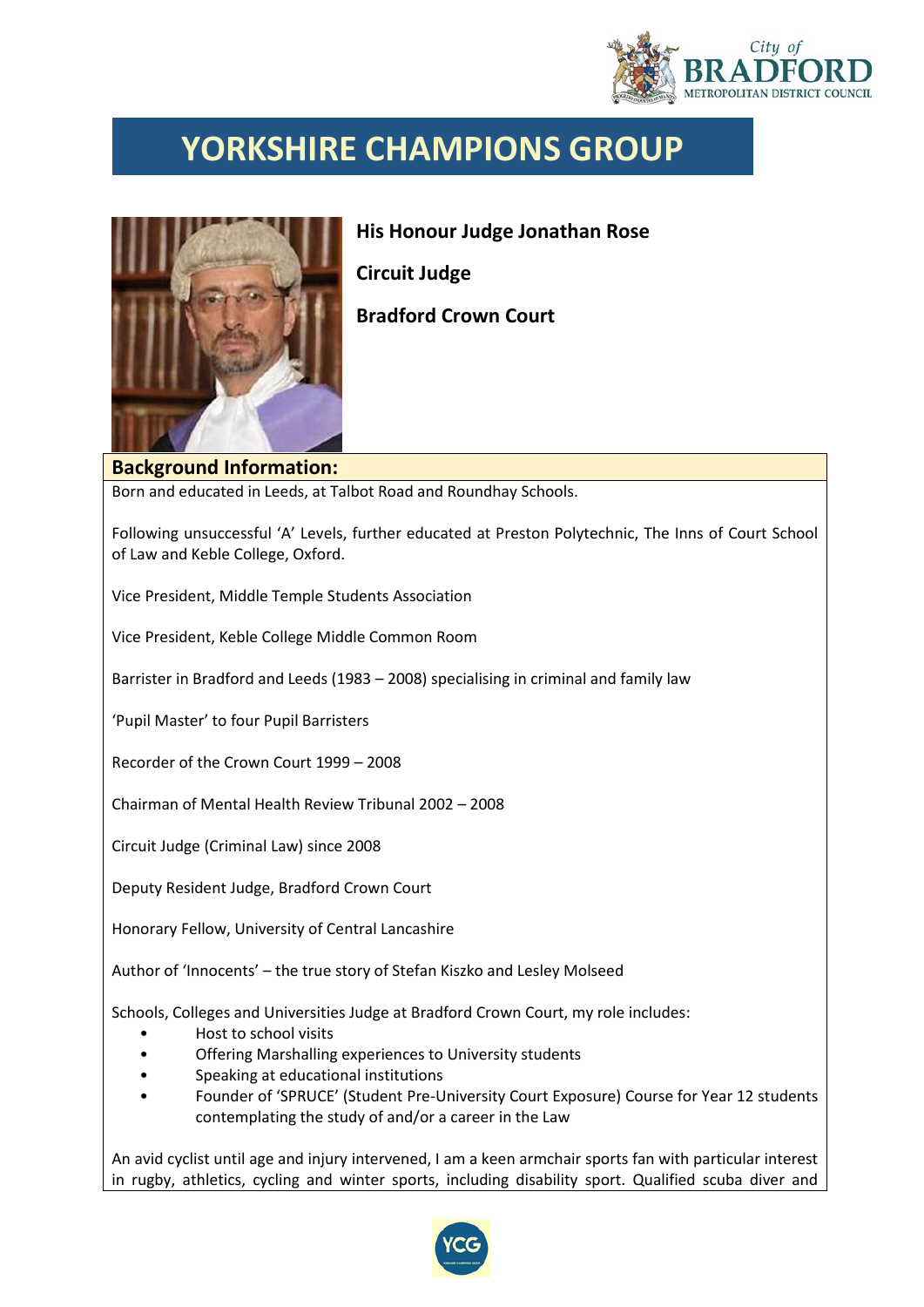# YORKSHIRE CHAMPIONS GROUP

**His Honour Judge Jonathan Rose**

**Circuit Judge**

**Bradford Crown Court**

## Background Information:

Born and educated in Leeds, at Talbot Road and Roundhay Schools.

Following unsuccessful 'A' Levels, further educated at Preston Polytechnic, The Inns of Court School of Law and Keble College, Oxford.

Vice President, Middle Temple Students Association

Vice President, Keble College Middle Common Room

Barrister in Bradford and Leeds (1983 – 2008) specialising in criminal and family law

'Pupil Master' to four Pupil Barristers

Recorder of the Crown Court 1999 – 2008

Chairman of Mental Health Review Tribunal 2002 – 2008

Circuit Judge (Criminal Law) since 2008

Deputy Resident Judge, Bradford Crown Court

Honorary Fellow, University of Central Lancashire

Author of 'Innocents' – the true story of Stefan Kiszko and Lesley Molseed

Schools, Colleges and Universities Judge at Bradford Crown Court, my role includes:

- Host to school visits
- Offering Marshalling experiences to University students
- Speaking at educational institutions
- Founder of 'SPRUCE' (Student Pre-University Court Exposure) Course for Year 12 students contemplating the study of and/or a career in the Law

An avid cyclist until age and injury intervened, I am a keen armchair sports fan with particular interest in rugby, athletics, cycling and winter sports, including disability sport. Qualified scuba diver and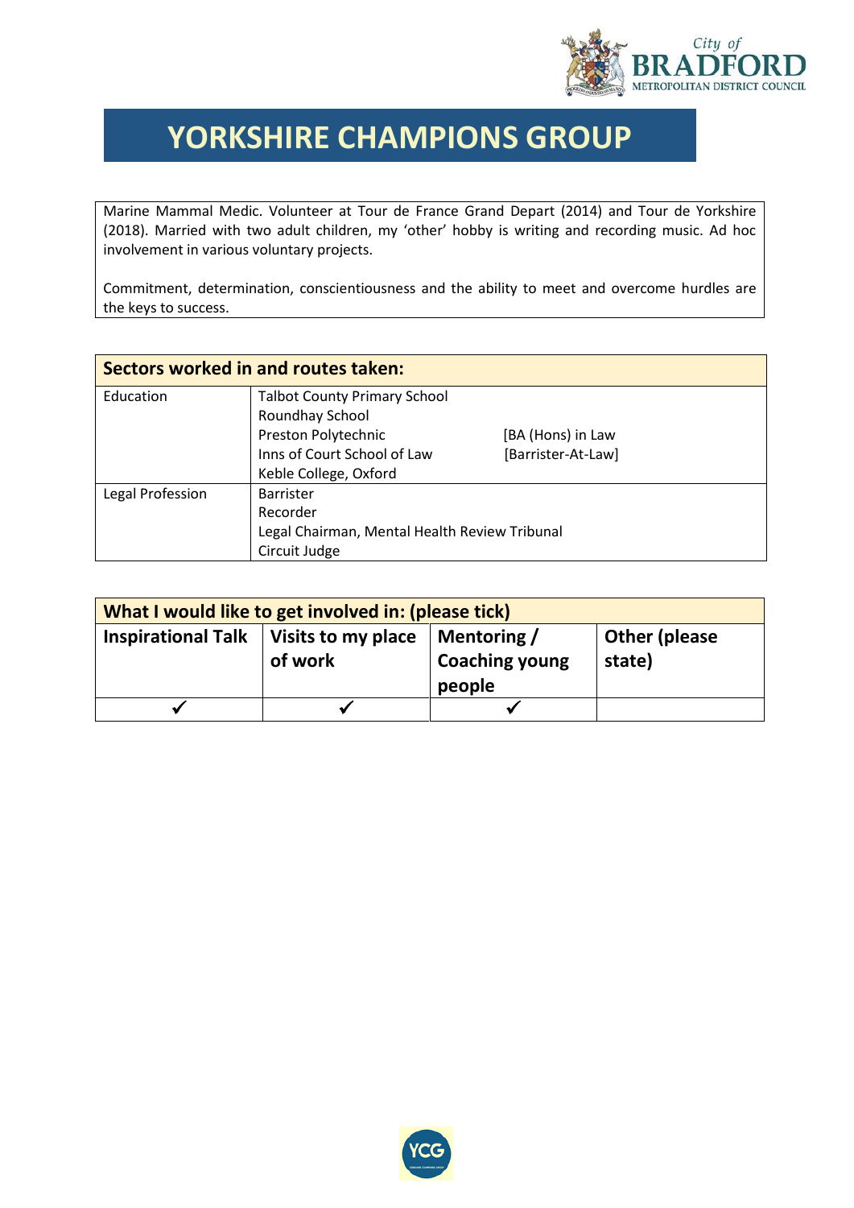# YORKSHIRE CHAMPIONS GROUP

Marine Mammal Medic. Volunteer at Tour de France Grand Depart (2014) and Tour de Yorkshire (2018). Married with two adult children, my 'other' hobby is writing and recording music. Ad hoc involvement in various voluntary projects.

Commitment, determination, conscientiousness and the ability to meet and overcome hurdles are the keys to success.

| Sectors worked in and routes taken: | | |
|---|---|---|
| Education | Talbot County Primary School<br>Roundhay School<br>Preston Polytechnic<br>Inns of Court School of Law<br>Keble College, Oxford | <br><br>[BA (Hons) in Law<br>[Barrister-At-Law]<br> |
| Legal Profession | Barrister<br>Recorder<br>Legal Chairman, Mental Health Review Tribunal<br>Circuit Judge | |

| What I would like to get involved in: (please tick) | | | |
|---|---|---|---|
| **Inspirational Talk** | **Visits to my place of work** | **Mentoring / Coaching young people** | **Other (please state)** |
| ✓ | ✓ | ✓ | |